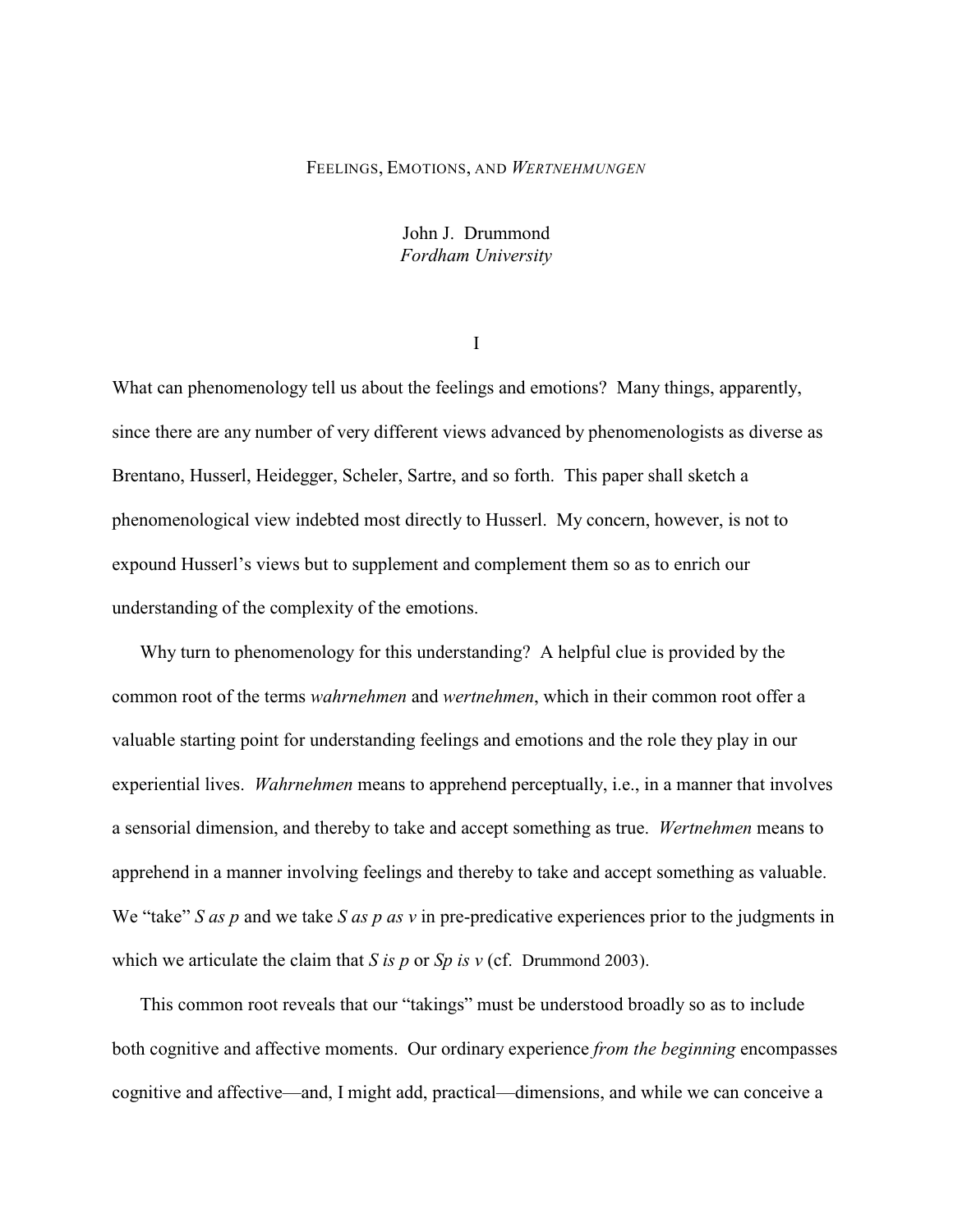# FEELINGS, EMOTIONS, AND *WERTNEHMUNGEN*

John J. Drummond
*Fordham University*

## I

What can phenomenology tell us about the feelings and emotions? Many things, apparently, since there are any number of very different views advanced by phenomenologists as diverse as Brentano, Husserl, Heidegger, Scheler, Sartre, and so forth. This paper shall sketch a phenomenological view indebted most directly to Husserl. My concern, however, is not to expound Husserl's views but to supplement and complement them so as to enrich our understanding of the complexity of the emotions.

Why turn to phenomenology for this understanding? A helpful clue is provided by the common root of the terms *wahrnehmen* and *wertnehmen*, which in their common root offer a valuable starting point for understanding feelings and emotions and the role they play in our experiential lives. *Wahrnehmen* means to apprehend perceptually, i.e., in a manner that involves a sensorial dimension, and thereby to take and accept something as true. *Wertnehmen* means to apprehend in a manner involving feelings and thereby to take and accept something as valuable. We "take" *S as p* and we take *S as p as v* in pre-predicative experiences prior to the judgments in which we articulate the claim that *S is p* or *Sp is v* (cf. Drummond 2003).

This common root reveals that our "takings" must be understood broadly so as to include both cognitive and affective moments. Our ordinary experience *from the beginning* encompasses cognitive and affective—and, I might add, practical—dimensions, and while we can conceive a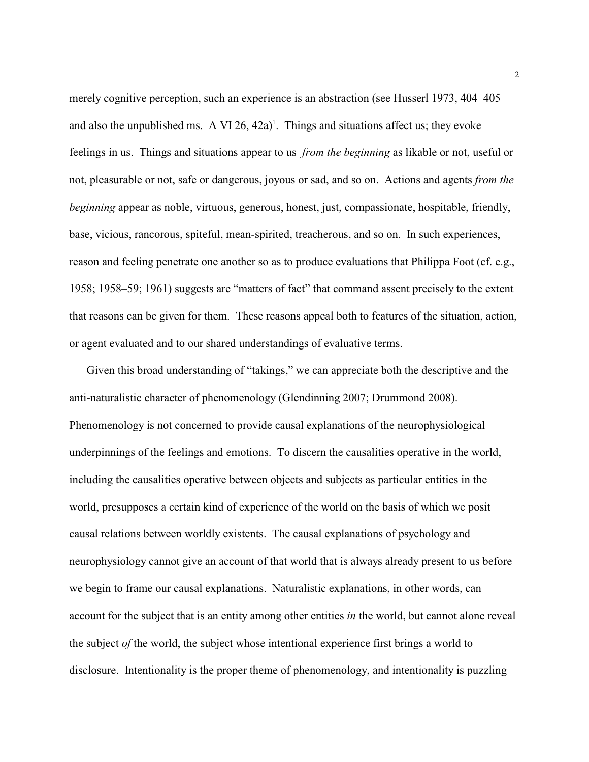merely cognitive perception, such an experience is an abstraction (see Husserl 1973, 404–405 and also the unpublished ms. A VI 26, 42a)[1]. Things and situations affect us; they evoke feelings in us. Things and situations appear to us *from the beginning* as likable or not, useful or not, pleasurable or not, safe or dangerous, joyous or sad, and so on. Actions and agents *from the beginning* appear as noble, virtuous, generous, honest, just, compassionate, hospitable, friendly, base, vicious, rancorous, spiteful, mean-spirited, treacherous, and so on. In such experiences, reason and feeling penetrate one another so as to produce evaluations that Philippa Foot (cf. e.g., 1958; 1958–59; 1961) suggests are "matters of fact" that command assent precisely to the extent that reasons can be given for them. These reasons appeal both to features of the situation, action, or agent evaluated and to our shared understandings of evaluative terms.

Given this broad understanding of "takings," we can appreciate both the descriptive and the anti-naturalistic character of phenomenology (Glendinning 2007; Drummond 2008). Phenomenology is not concerned to provide causal explanations of the neurophysiological underpinnings of the feelings and emotions. To discern the causalities operative in the world, including the causalities operative between objects and subjects as particular entities in the world, presupposes a certain kind of experience of the world on the basis of which we posit causal relations between worldly existents. The causal explanations of psychology and neurophysiology cannot give an account of that world that is always already present to us before we begin to frame our causal explanations. Naturalistic explanations, in other words, can account for the subject that is an entity among other entities *in* the world, but cannot alone reveal the subject *of* the world, the subject whose intentional experience first brings a world to disclosure. Intentionality is the proper theme of phenomenology, and intentionality is puzzling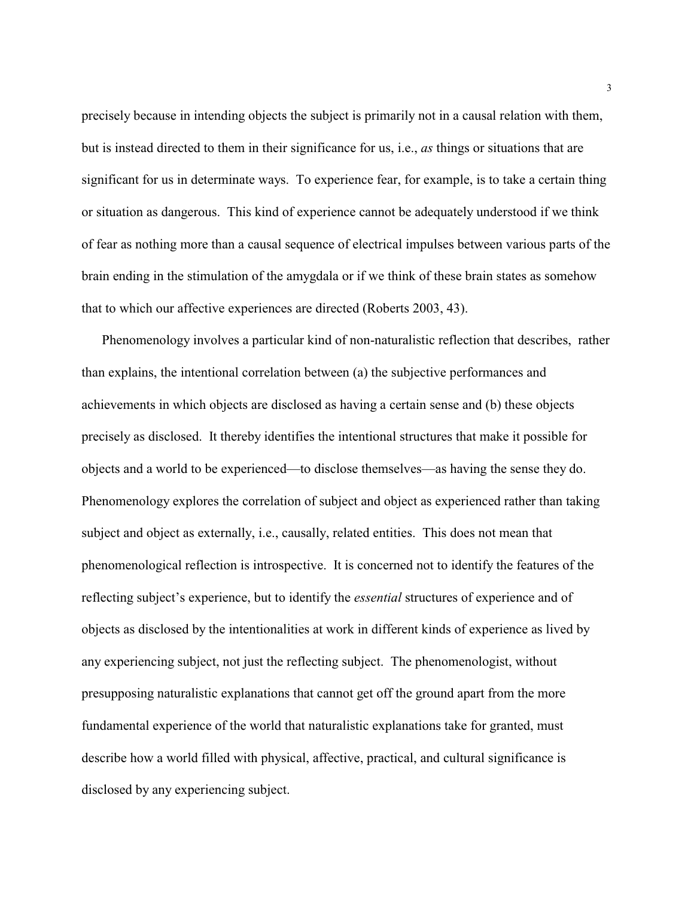precisely because in intending objects the subject is primarily not in a causal relation with them, but is instead directed to them in their significance for us, i.e., *as* things or situations that are significant for us in determinate ways. To experience fear, for example, is to take a certain thing or situation as dangerous. This kind of experience cannot be adequately understood if we think of fear as nothing more than a causal sequence of electrical impulses between various parts of the brain ending in the stimulation of the amygdala or if we think of these brain states as somehow that to which our affective experiences are directed (Roberts 2003, 43).

Phenomenology involves a particular kind of non-naturalistic reflection that describes, rather than explains, the intentional correlation between (a) the subjective performances and achievements in which objects are disclosed as having a certain sense and (b) these objects precisely as disclosed. It thereby identifies the intentional structures that make it possible for objects and a world to be experienced—to disclose themselves—as having the sense they do. Phenomenology explores the correlation of subject and object as experienced rather than taking subject and object as externally, i.e., causally, related entities. This does not mean that phenomenological reflection is introspective. It is concerned not to identify the features of the reflecting subject's experience, but to identify the *essential* structures of experience and of objects as disclosed by the intentionalities at work in different kinds of experience as lived by any experiencing subject, not just the reflecting subject. The phenomenologist, without presupposing naturalistic explanations that cannot get off the ground apart from the more fundamental experience of the world that naturalistic explanations take for granted, must describe how a world filled with physical, affective, practical, and cultural significance is disclosed by any experiencing subject.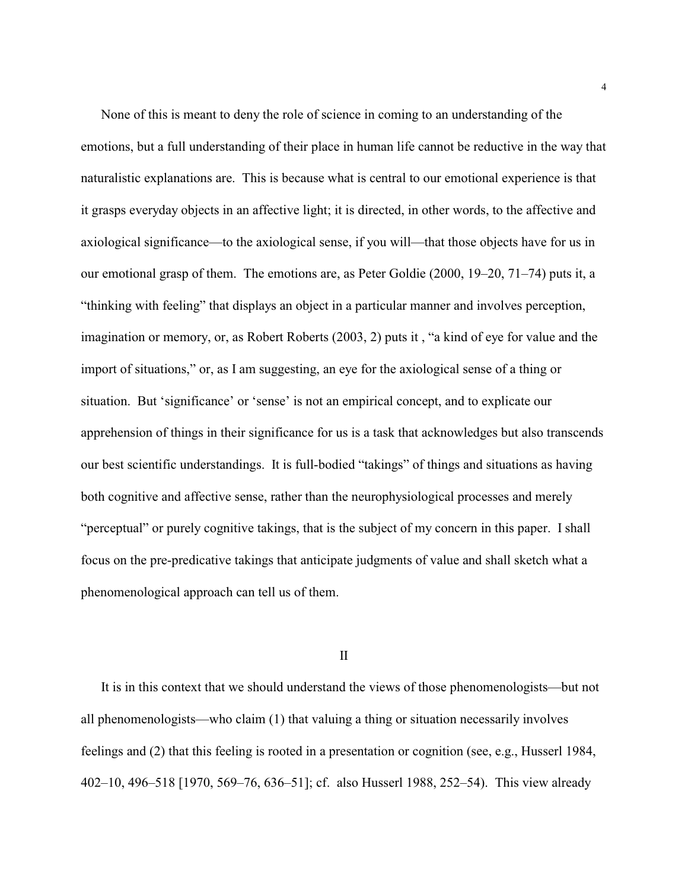None of this is meant to deny the role of science in coming to an understanding of the emotions, but a full understanding of their place in human life cannot be reductive in the way that naturalistic explanations are. This is because what is central to our emotional experience is that it grasps everyday objects in an affective light; it is directed, in other words, to the affective and axiological significance—to the axiological sense, if you will—that those objects have for us in our emotional grasp of them. The emotions are, as Peter Goldie (2000, 19–20, 71–74) puts it, a "thinking with feeling" that displays an object in a particular manner and involves perception, imagination or memory, or, as Robert Roberts (2003, 2) puts it , "a kind of eye for value and the import of situations," or, as I am suggesting, an eye for the axiological sense of a thing or situation. But 'significance' or 'sense' is not an empirical concept, and to explicate our apprehension of things in their significance for us is a task that acknowledges but also transcends our best scientific understandings. It is full-bodied "takings" of things and situations as having both cognitive and affective sense, rather than the neurophysiological processes and merely "perceptual" or purely cognitive takings, that is the subject of my concern in this paper. I shall focus on the pre-predicative takings that anticipate judgments of value and shall sketch what a phenomenological approach can tell us of them.

## II

It is in this context that we should understand the views of those phenomenologists—but not all phenomenologists—who claim (1) that valuing a thing or situation necessarily involves feelings and (2) that this feeling is rooted in a presentation or cognition (see, e.g., Husserl 1984, 402–10, 496–518 [1970, 569–76, 636–51]; cf. also Husserl 1988, 252–54). This view already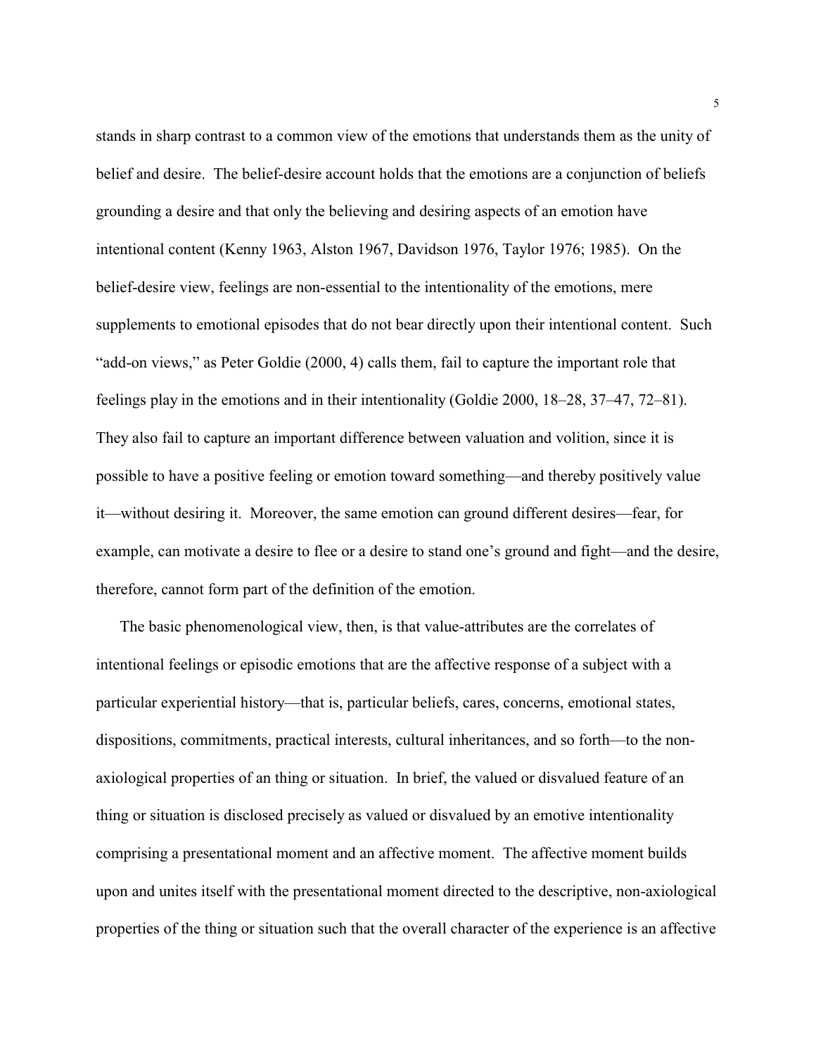stands in sharp contrast to a common view of the emotions that understands them as the unity of belief and desire. The belief-desire account holds that the emotions are a conjunction of beliefs grounding a desire and that only the believing and desiring aspects of an emotion have intentional content (Kenny 1963, Alston 1967, Davidson 1976, Taylor 1976; 1985). On the belief-desire view, feelings are non-essential to the intentionality of the emotions, mere supplements to emotional episodes that do not bear directly upon their intentional content. Such "add-on views," as Peter Goldie (2000, 4) calls them, fail to capture the important role that feelings play in the emotions and in their intentionality (Goldie 2000, 18–28, 37–47, 72–81). They also fail to capture an important difference between valuation and volition, since it is possible to have a positive feeling or emotion toward something—and thereby positively value it—without desiring it. Moreover, the same emotion can ground different desires—fear, for example, can motivate a desire to flee or a desire to stand one's ground and fight—and the desire, therefore, cannot form part of the definition of the emotion.

The basic phenomenological view, then, is that value-attributes are the correlates of intentional feelings or episodic emotions that are the affective response of a subject with a particular experiential history—that is, particular beliefs, cares, concerns, emotional states, dispositions, commitments, practical interests, cultural inheritances, and so forth—to the non-axiological properties of an thing or situation. In brief, the valued or disvalued feature of an thing or situation is disclosed precisely as valued or disvalued by an emotive intentionality comprising a presentational moment and an affective moment. The affective moment builds upon and unites itself with the presentational moment directed to the descriptive, non-axiological properties of the thing or situation such that the overall character of the experience is an affective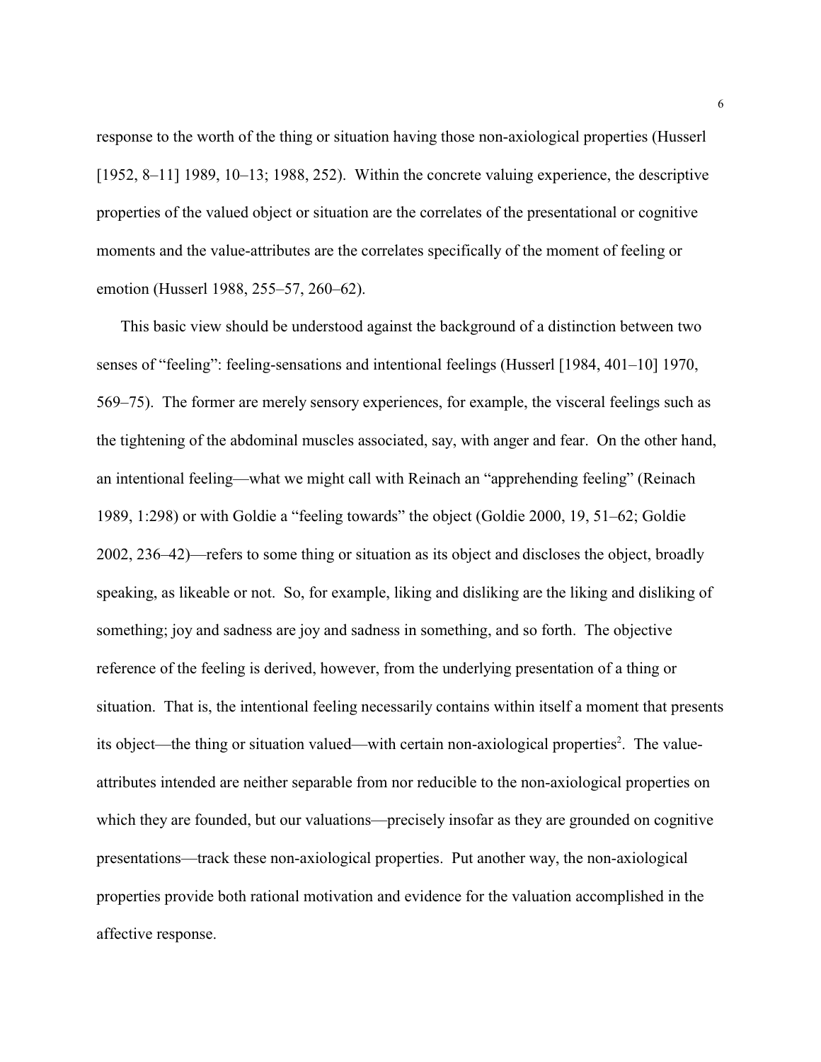response to the worth of the thing or situation having those non-axiological properties (Husserl [1952, 8–11] 1989, 10–13; 1988, 252). Within the concrete valuing experience, the descriptive properties of the valued object or situation are the correlates of the presentational or cognitive moments and the value-attributes are the correlates specifically of the moment of feeling or emotion (Husserl 1988, 255–57, 260–62).

This basic view should be understood against the background of a distinction between two senses of "feeling": feeling-sensations and intentional feelings (Husserl [1984, 401–10] 1970, 569–75). The former are merely sensory experiences, for example, the visceral feelings such as the tightening of the abdominal muscles associated, say, with anger and fear. On the other hand, an intentional feeling—what we might call with Reinach an "apprehending feeling" (Reinach 1989, 1:298) or with Goldie a "feeling towards" the object (Goldie 2000, 19, 51–62; Goldie 2002, 236–42)—refers to some thing or situation as its object and discloses the object, broadly speaking, as likeable or not. So, for example, liking and disliking are the liking and disliking of something; joy and sadness are joy and sadness in something, and so forth. The objective reference of the feeling is derived, however, from the underlying presentation of a thing or situation. That is, the intentional feeling necessarily contains within itself a moment that presents its object—the thing or situation valued—with certain non-axiological properties[2]. The value-attributes intended are neither separable from nor reducible to the non-axiological properties on which they are founded, but our valuations—precisely insofar as they are grounded on cognitive presentations—track these non-axiological properties. Put another way, the non-axiological properties provide both rational motivation and evidence for the valuation accomplished in the affective response.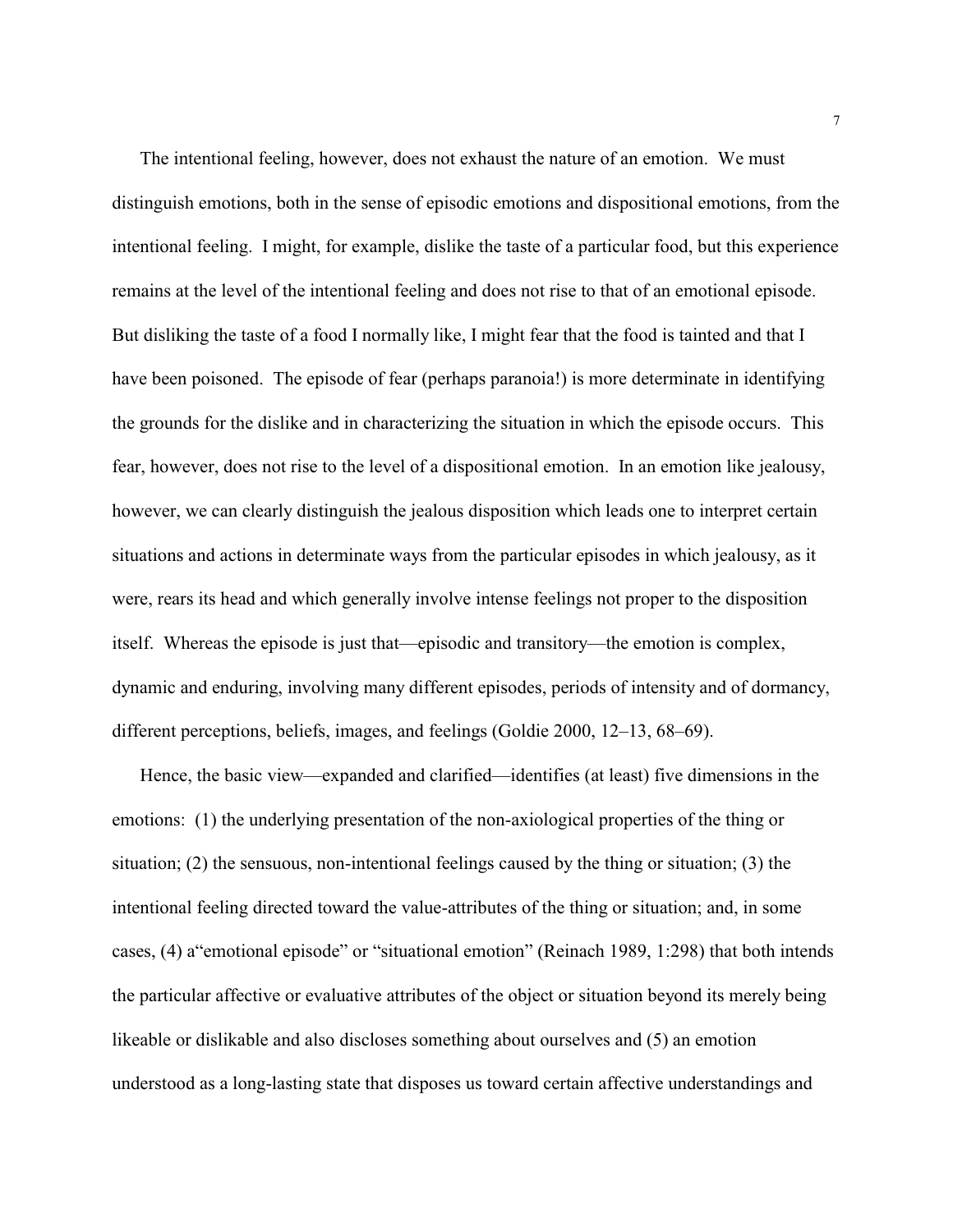The intentional feeling, however, does not exhaust the nature of an emotion. We must distinguish emotions, both in the sense of episodic emotions and dispositional emotions, from the intentional feeling. I might, for example, dislike the taste of a particular food, but this experience remains at the level of the intentional feeling and does not rise to that of an emotional episode. But disliking the taste of a food I normally like, I might fear that the food is tainted and that I have been poisoned. The episode of fear (perhaps paranoia!) is more determinate in identifying the grounds for the dislike and in characterizing the situation in which the episode occurs. This fear, however, does not rise to the level of a dispositional emotion. In an emotion like jealousy, however, we can clearly distinguish the jealous disposition which leads one to interpret certain situations and actions in determinate ways from the particular episodes in which jealousy, as it were, rears its head and which generally involve intense feelings not proper to the disposition itself. Whereas the episode is just that—episodic and transitory—the emotion is complex, dynamic and enduring, involving many different episodes, periods of intensity and of dormancy, different perceptions, beliefs, images, and feelings (Goldie 2000, 12–13, 68–69).

Hence, the basic view—expanded and clarified—identifies (at least) five dimensions in the emotions: (1) the underlying presentation of the non-axiological properties of the thing or situation; (2) the sensuous, non-intentional feelings caused by the thing or situation; (3) the intentional feeling directed toward the value-attributes of the thing or situation; and, in some cases, (4) a"emotional episode" or "situational emotion" (Reinach 1989, 1:298) that both intends the particular affective or evaluative attributes of the object or situation beyond its merely being likeable or dislikable and also discloses something about ourselves and (5) an emotion understood as a long-lasting state that disposes us toward certain affective understandings and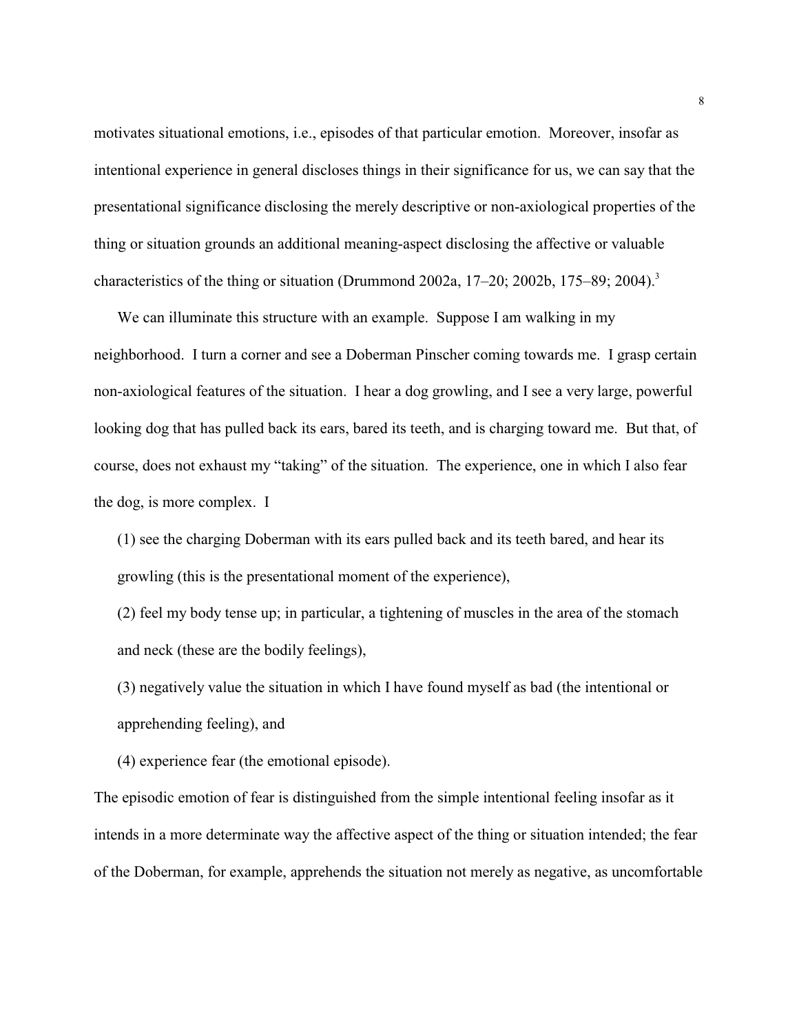motivates situational emotions, i.e., episodes of that particular emotion. Moreover, insofar as intentional experience in general discloses things in their significance for us, we can say that the presentational significance disclosing the merely descriptive or non-axiological properties of the thing or situation grounds an additional meaning-aspect disclosing the affective or valuable characteristics of the thing or situation (Drummond 2002a, 17–20; 2002b, 175–89; 2004).[3]

We can illuminate this structure with an example. Suppose I am walking in my neighborhood. I turn a corner and see a Doberman Pinscher coming towards me. I grasp certain non-axiological features of the situation. I hear a dog growling, and I see a very large, powerful looking dog that has pulled back its ears, bared its teeth, and is charging toward me. But that, of course, does not exhaust my "taking" of the situation. The experience, one in which I also fear the dog, is more complex. I

(1) see the charging Doberman with its ears pulled back and its teeth bared, and hear its growling (this is the presentational moment of the experience),

(2) feel my body tense up; in particular, a tightening of muscles in the area of the stomach and neck (these are the bodily feelings),

(3) negatively value the situation in which I have found myself as bad (the intentional or apprehending feeling), and

(4) experience fear (the emotional episode).

The episodic emotion of fear is distinguished from the simple intentional feeling insofar as it intends in a more determinate way the affective aspect of the thing or situation intended; the fear of the Doberman, for example, apprehends the situation not merely as negative, as uncomfortable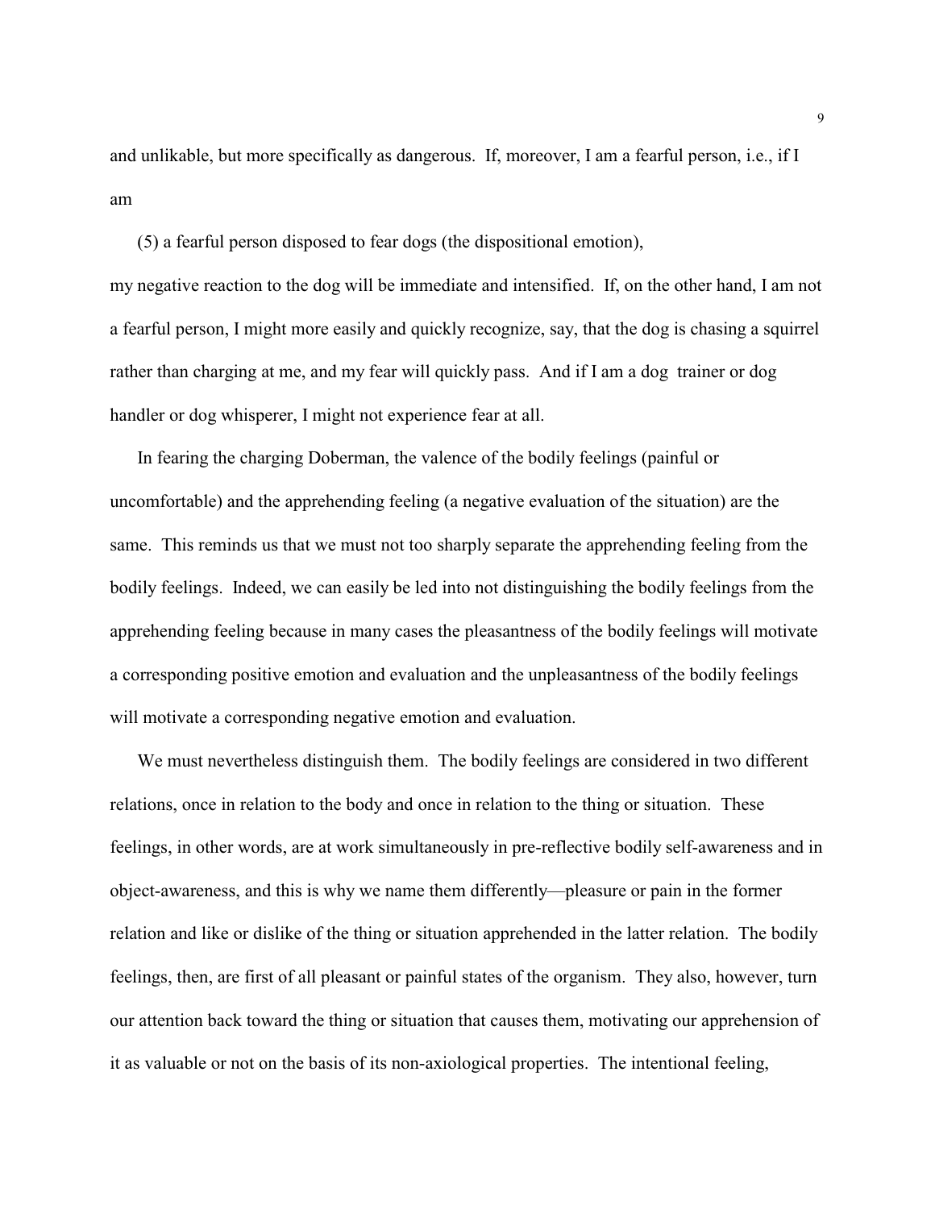and unlikable, but more specifically as dangerous. If, moreover, I am a fearful person, i.e., if I am

(5) a fearful person disposed to fear dogs (the dispositional emotion),

my negative reaction to the dog will be immediate and intensified. If, on the other hand, I am not a fearful person, I might more easily and quickly recognize, say, that the dog is chasing a squirrel rather than charging at me, and my fear will quickly pass. And if I am a dog trainer or dog handler or dog whisperer, I might not experience fear at all.

In fearing the charging Doberman, the valence of the bodily feelings (painful or uncomfortable) and the apprehending feeling (a negative evaluation of the situation) are the same. This reminds us that we must not too sharply separate the apprehending feeling from the bodily feelings. Indeed, we can easily be led into not distinguishing the bodily feelings from the apprehending feeling because in many cases the pleasantness of the bodily feelings will motivate a corresponding positive emotion and evaluation and the unpleasantness of the bodily feelings will motivate a corresponding negative emotion and evaluation.

We must nevertheless distinguish them. The bodily feelings are considered in two different relations, once in relation to the body and once in relation to the thing or situation. These feelings, in other words, are at work simultaneously in pre-reflective bodily self-awareness and in object-awareness, and this is why we name them differently—pleasure or pain in the former relation and like or dislike of the thing or situation apprehended in the latter relation. The bodily feelings, then, are first of all pleasant or painful states of the organism. They also, however, turn our attention back toward the thing or situation that causes them, motivating our apprehension of it as valuable or not on the basis of its non-axiological properties. The intentional feeling,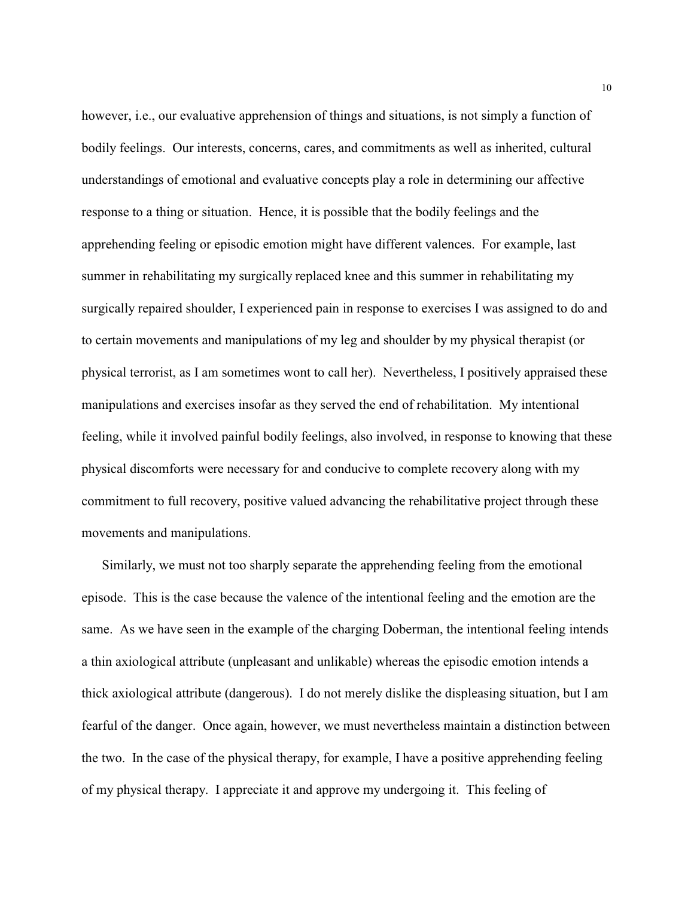however, i.e., our evaluative apprehension of things and situations, is not simply a function of bodily feelings. Our interests, concerns, cares, and commitments as well as inherited, cultural understandings of emotional and evaluative concepts play a role in determining our affective response to a thing or situation. Hence, it is possible that the bodily feelings and the apprehending feeling or episodic emotion might have different valences. For example, last summer in rehabilitating my surgically replaced knee and this summer in rehabilitating my surgically repaired shoulder, I experienced pain in response to exercises I was assigned to do and to certain movements and manipulations of my leg and shoulder by my physical therapist (or physical terrorist, as I am sometimes wont to call her). Nevertheless, I positively appraised these manipulations and exercises insofar as they served the end of rehabilitation. My intentional feeling, while it involved painful bodily feelings, also involved, in response to knowing that these physical discomforts were necessary for and conducive to complete recovery along with my commitment to full recovery, positive valued advancing the rehabilitative project through these movements and manipulations.

Similarly, we must not too sharply separate the apprehending feeling from the emotional episode. This is the case because the valence of the intentional feeling and the emotion are the same. As we have seen in the example of the charging Doberman, the intentional feeling intends a thin axiological attribute (unpleasant and unlikable) whereas the episodic emotion intends a thick axiological attribute (dangerous). I do not merely dislike the displeasing situation, but I am fearful of the danger. Once again, however, we must nevertheless maintain a distinction between the two. In the case of the physical therapy, for example, I have a positive apprehending feeling of my physical therapy. I appreciate it and approve my undergoing it. This feeling of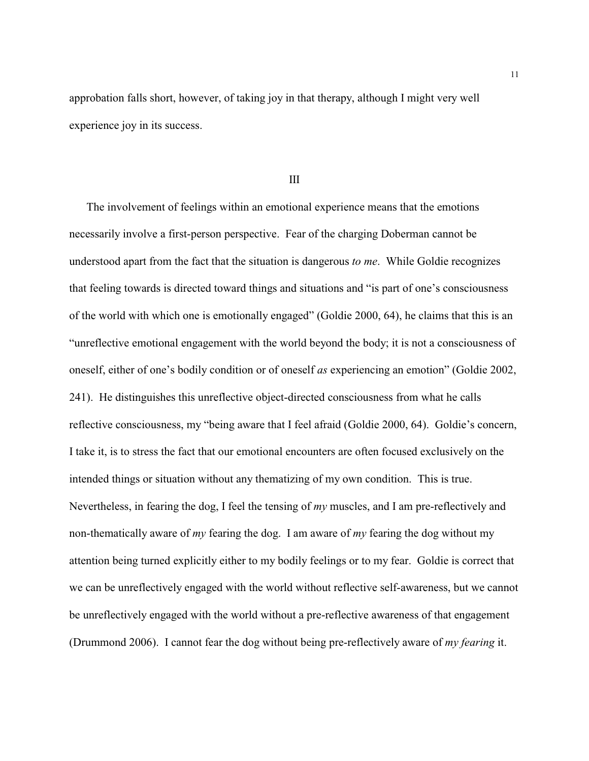approbation falls short, however, of taking joy in that therapy, although I might very well experience joy in its success.

## III

The involvement of feelings within an emotional experience means that the emotions necessarily involve a first-person perspective. Fear of the charging Doberman cannot be understood apart from the fact that the situation is dangerous *to me*. While Goldie recognizes that feeling towards is directed toward things and situations and "is part of one's consciousness of the world with which one is emotionally engaged" (Goldie 2000, 64), he claims that this is an "unreflective emotional engagement with the world beyond the body; it is not a consciousness of oneself, either of one's bodily condition or of oneself *as* experiencing an emotion" (Goldie 2002, 241). He distinguishes this unreflective object-directed consciousness from what he calls reflective consciousness, my "being aware that I feel afraid (Goldie 2000, 64). Goldie's concern, I take it, is to stress the fact that our emotional encounters are often focused exclusively on the intended things or situation without any thematizing of my own condition. This is true. Nevertheless, in fearing the dog, I feel the tensing of *my* muscles, and I am pre-reflectively and non-thematically aware of *my* fearing the dog. I am aware of *my* fearing the dog without my attention being turned explicitly either to my bodily feelings or to my fear. Goldie is correct that we can be unreflectively engaged with the world without reflective self-awareness, but we cannot be unreflectively engaged with the world without a pre-reflective awareness of that engagement (Drummond 2006). I cannot fear the dog without being pre-reflectively aware of *my fearing* it.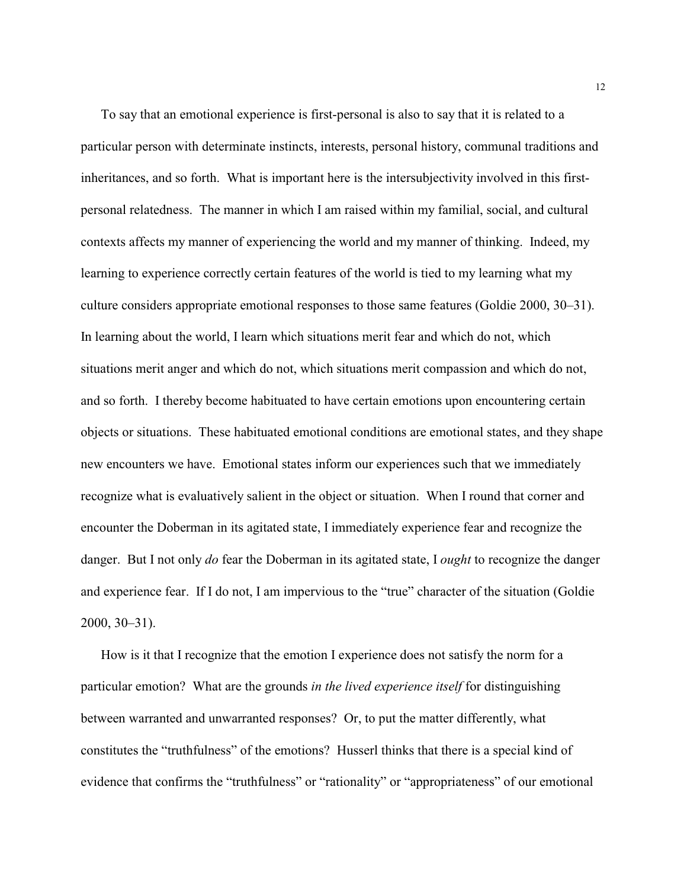To say that an emotional experience is first-personal is also to say that it is related to a particular person with determinate instincts, interests, personal history, communal traditions and inheritances, and so forth. What is important here is the intersubjectivity involved in this first-personal relatedness. The manner in which I am raised within my familial, social, and cultural contexts affects my manner of experiencing the world and my manner of thinking. Indeed, my learning to experience correctly certain features of the world is tied to my learning what my culture considers appropriate emotional responses to those same features (Goldie 2000, 30–31). In learning about the world, I learn which situations merit fear and which do not, which situations merit anger and which do not, which situations merit compassion and which do not, and so forth. I thereby become habituated to have certain emotions upon encountering certain objects or situations. These habituated emotional conditions are emotional states, and they shape new encounters we have. Emotional states inform our experiences such that we immediately recognize what is evaluatively salient in the object or situation. When I round that corner and encounter the Doberman in its agitated state, I immediately experience fear and recognize the danger. But I not only *do* fear the Doberman in its agitated state, I *ought* to recognize the danger and experience fear. If I do not, I am impervious to the "true" character of the situation (Goldie 2000, 30–31).

How is it that I recognize that the emotion I experience does not satisfy the norm for a particular emotion? What are the grounds *in the lived experience itself* for distinguishing between warranted and unwarranted responses? Or, to put the matter differently, what constitutes the "truthfulness" of the emotions? Husserl thinks that there is a special kind of evidence that confirms the "truthfulness" or "rationality" or "appropriateness" of our emotional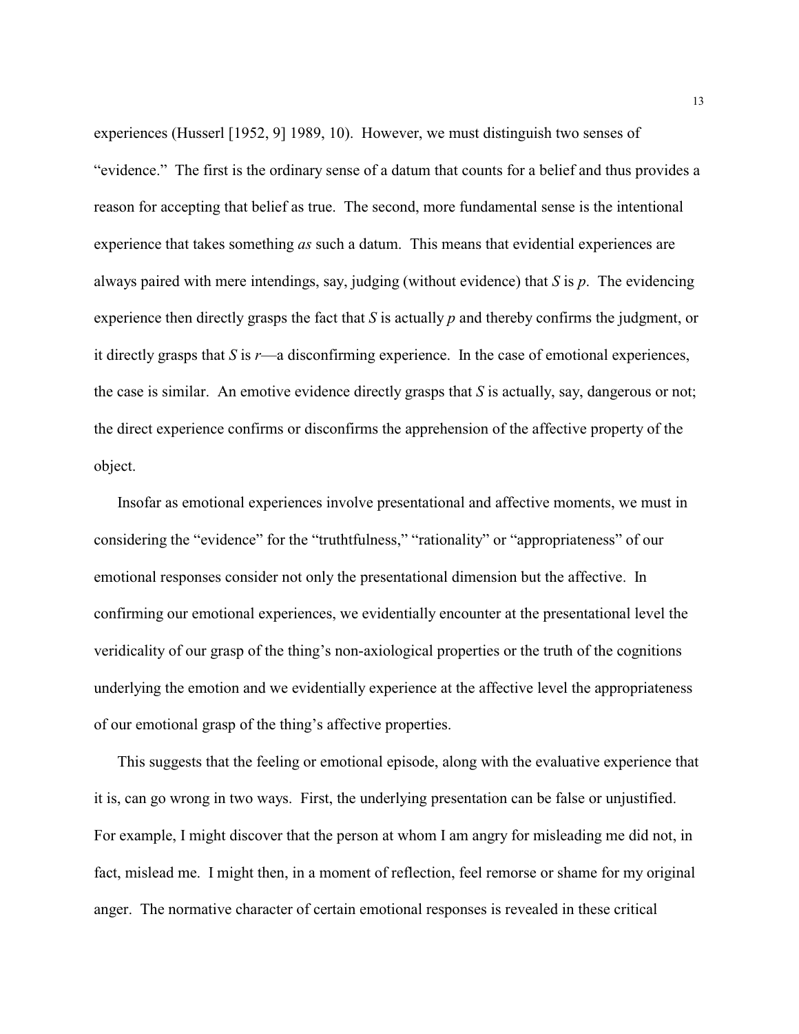experiences (Husserl [1952, 9] 1989, 10). However, we must distinguish two senses of "evidence." The first is the ordinary sense of a datum that counts for a belief and thus provides a reason for accepting that belief as true. The second, more fundamental sense is the intentional experience that takes something *as* such a datum. This means that evidential experiences are always paired with mere intendings, say, judging (without evidence) that *S* is *p*. The evidencing experience then directly grasps the fact that *S* is actually *p* and thereby confirms the judgment, or it directly grasps that *S* is *r*—a disconfirming experience. In the case of emotional experiences, the case is similar. An emotive evidence directly grasps that *S* is actually, say, dangerous or not; the direct experience confirms or disconfirms the apprehension of the affective property of the object.

Insofar as emotional experiences involve presentational and affective moments, we must in considering the "evidence" for the "truthtfulness," "rationality" or "appropriateness" of our emotional responses consider not only the presentational dimension but the affective. In confirming our emotional experiences, we evidentially encounter at the presentational level the veridicality of our grasp of the thing's non-axiological properties or the truth of the cognitions underlying the emotion and we evidentially experience at the affective level the appropriateness of our emotional grasp of the thing's affective properties.

This suggests that the feeling or emotional episode, along with the evaluative experience that it is, can go wrong in two ways. First, the underlying presentation can be false or unjustified. For example, I might discover that the person at whom I am angry for misleading me did not, in fact, mislead me. I might then, in a moment of reflection, feel remorse or shame for my original anger. The normative character of certain emotional responses is revealed in these critical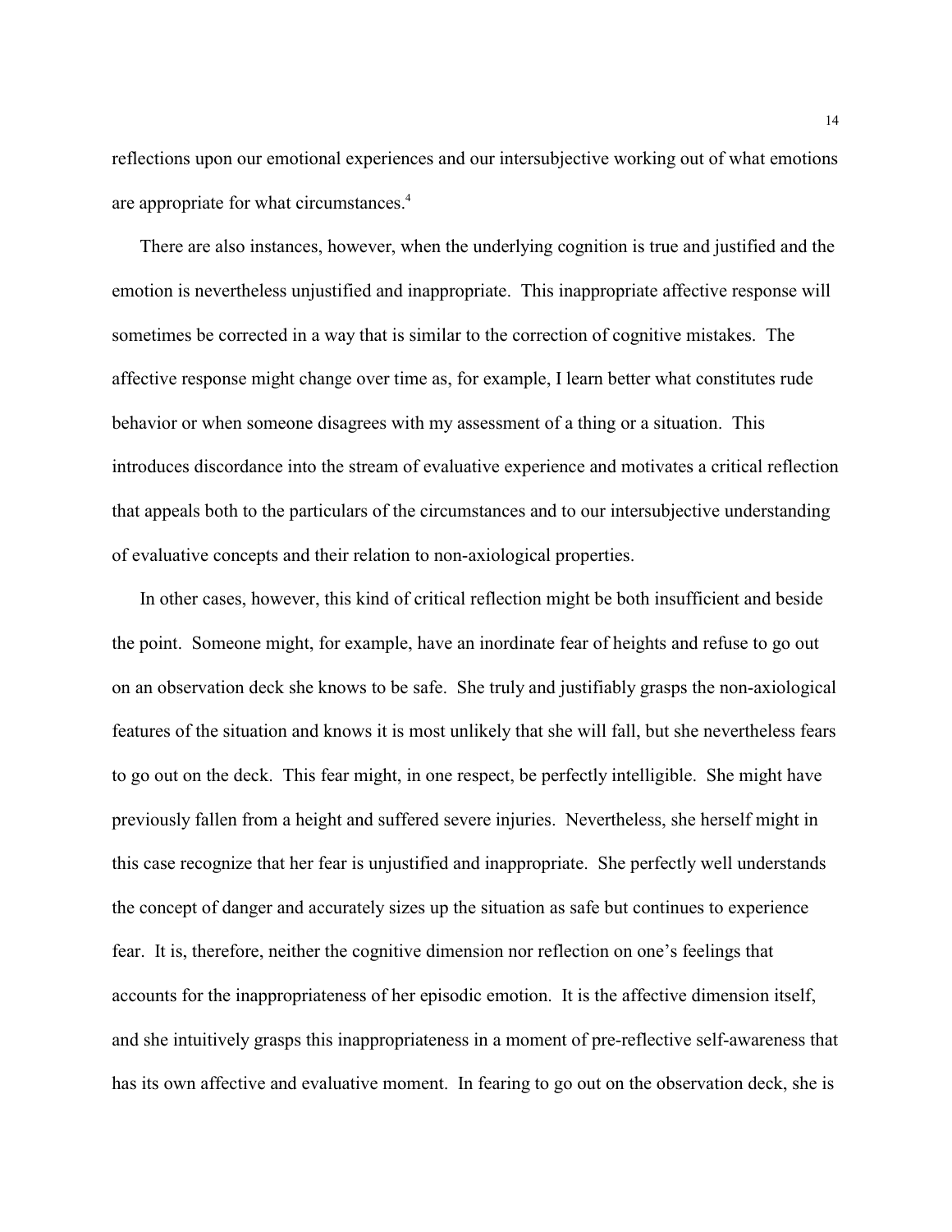reflections upon our emotional experiences and our intersubjective working out of what emotions are appropriate for what circumstances.[4]

There are also instances, however, when the underlying cognition is true and justified and the emotion is nevertheless unjustified and inappropriate. This inappropriate affective response will sometimes be corrected in a way that is similar to the correction of cognitive mistakes. The affective response might change over time as, for example, I learn better what constitutes rude behavior or when someone disagrees with my assessment of a thing or a situation. This introduces discordance into the stream of evaluative experience and motivates a critical reflection that appeals both to the particulars of the circumstances and to our intersubjective understanding of evaluative concepts and their relation to non-axiological properties.

In other cases, however, this kind of critical reflection might be both insufficient and beside the point. Someone might, for example, have an inordinate fear of heights and refuse to go out on an observation deck she knows to be safe. She truly and justifiably grasps the non-axiological features of the situation and knows it is most unlikely that she will fall, but she nevertheless fears to go out on the deck. This fear might, in one respect, be perfectly intelligible. She might have previously fallen from a height and suffered severe injuries. Nevertheless, she herself might in this case recognize that her fear is unjustified and inappropriate. She perfectly well understands the concept of danger and accurately sizes up the situation as safe but continues to experience fear. It is, therefore, neither the cognitive dimension nor reflection on one's feelings that accounts for the inappropriateness of her episodic emotion. It is the affective dimension itself, and she intuitively grasps this inappropriateness in a moment of pre-reflective self-awareness that has its own affective and evaluative moment. In fearing to go out on the observation deck, she is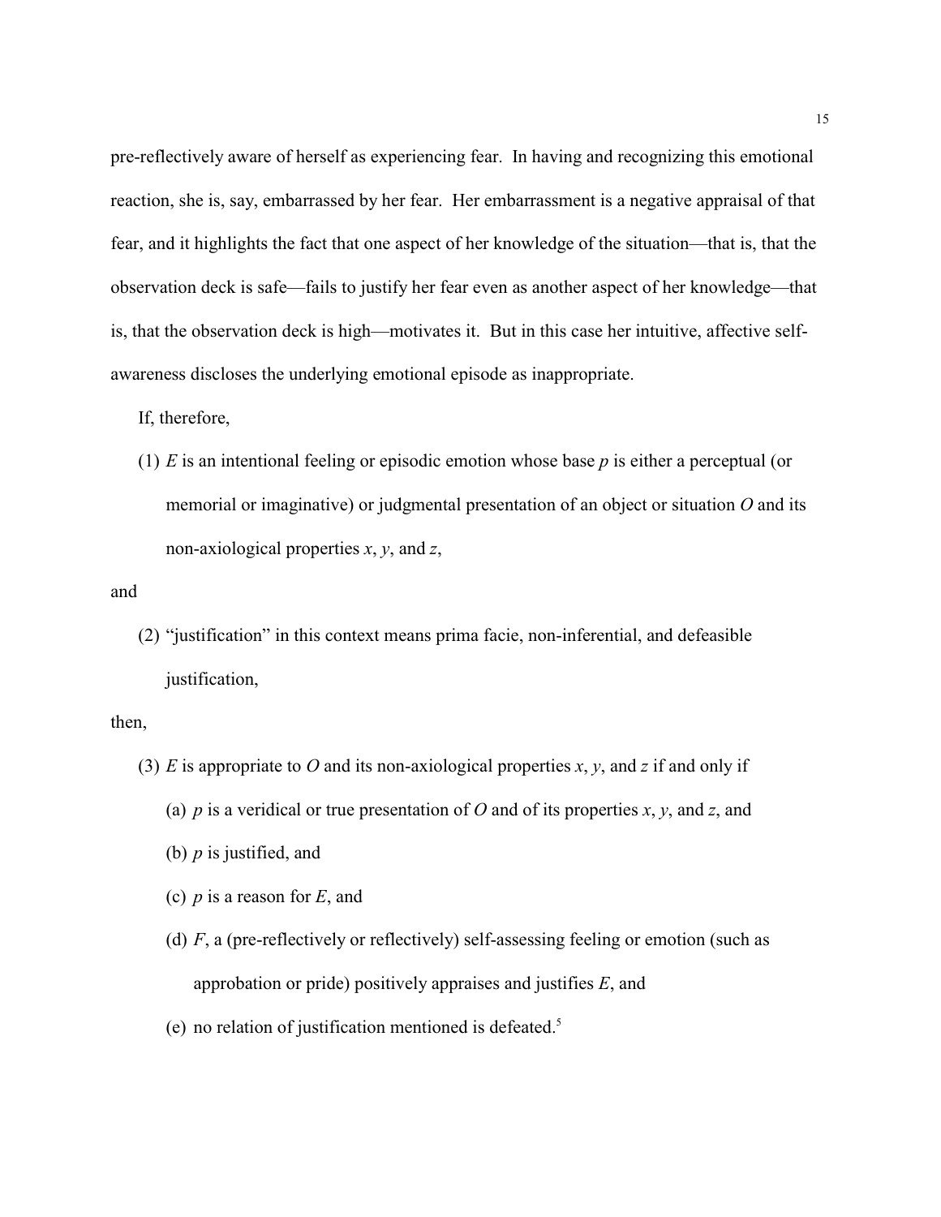pre-reflectively aware of herself as experiencing fear. In having and recognizing this emotional reaction, she is, say, embarrassed by her fear. Her embarrassment is a negative appraisal of that fear, and it highlights the fact that one aspect of her knowledge of the situation—that is, that the observation deck is safe—fails to justify her fear even as another aspect of her knowledge—that is, that the observation deck is high—motivates it. But in this case her intuitive, affective self-awareness discloses the underlying emotional episode as inappropriate.

If, therefore,

(1) *E* is an intentional feeling or episodic emotion whose base *p* is either a perceptual (or memorial or imaginative) or judgmental presentation of an object or situation *O* and its non-axiological properties *x*, *y*, and *z*,

and

(2) "justification" in this context means prima facie, non-inferential, and defeasible justification,

then,

(3) *E* is appropriate to *O* and its non-axiological properties *x*, *y*, and *z* if and only if

  (a) *p* is a veridical or true presentation of *O* and of its properties *x*, *y*, and *z*, and

  (b) *p* is justified, and

  (c) *p* is a reason for *E*, and

  (d) *F*, a (pre-reflectively or reflectively) self-assessing feeling or emotion (such as approbation or pride) positively appraises and justifies *E*, and

  (e) no relation of justification mentioned is defeated.[5]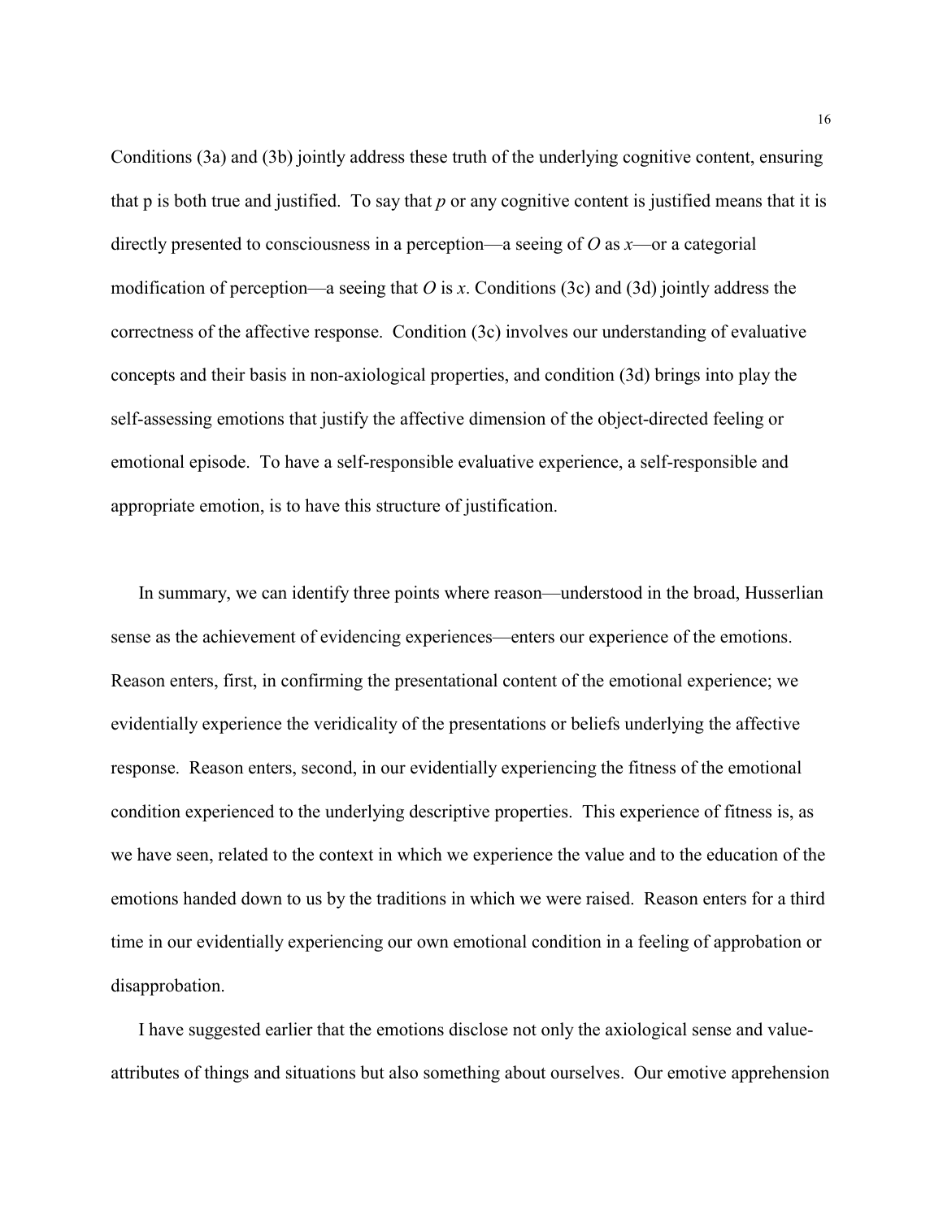Conditions (3a) and (3b) jointly address these truth of the underlying cognitive content, ensuring that p is both true and justified. To say that *p* or any cognitive content is justified means that it is directly presented to consciousness in a perception—a seeing of *O* as *x*—or a categorial modification of perception—a seeing that *O* is *x*. Conditions (3c) and (3d) jointly address the correctness of the affective response. Condition (3c) involves our understanding of evaluative concepts and their basis in non-axiological properties, and condition (3d) brings into play the self-assessing emotions that justify the affective dimension of the object-directed feeling or emotional episode. To have a self-responsible evaluative experience, a self-responsible and appropriate emotion, is to have this structure of justification.

In summary, we can identify three points where reason—understood in the broad, Husserlian sense as the achievement of evidencing experiences—enters our experience of the emotions. Reason enters, first, in confirming the presentational content of the emotional experience; we evidentially experience the veridicality of the presentations or beliefs underlying the affective response. Reason enters, second, in our evidentially experiencing the fitness of the emotional condition experienced to the underlying descriptive properties. This experience of fitness is, as we have seen, related to the context in which we experience the value and to the education of the emotions handed down to us by the traditions in which we were raised. Reason enters for a third time in our evidentially experiencing our own emotional condition in a feeling of approbation or disapprobation.

I have suggested earlier that the emotions disclose not only the axiological sense and value-attributes of things and situations but also something about ourselves. Our emotive apprehension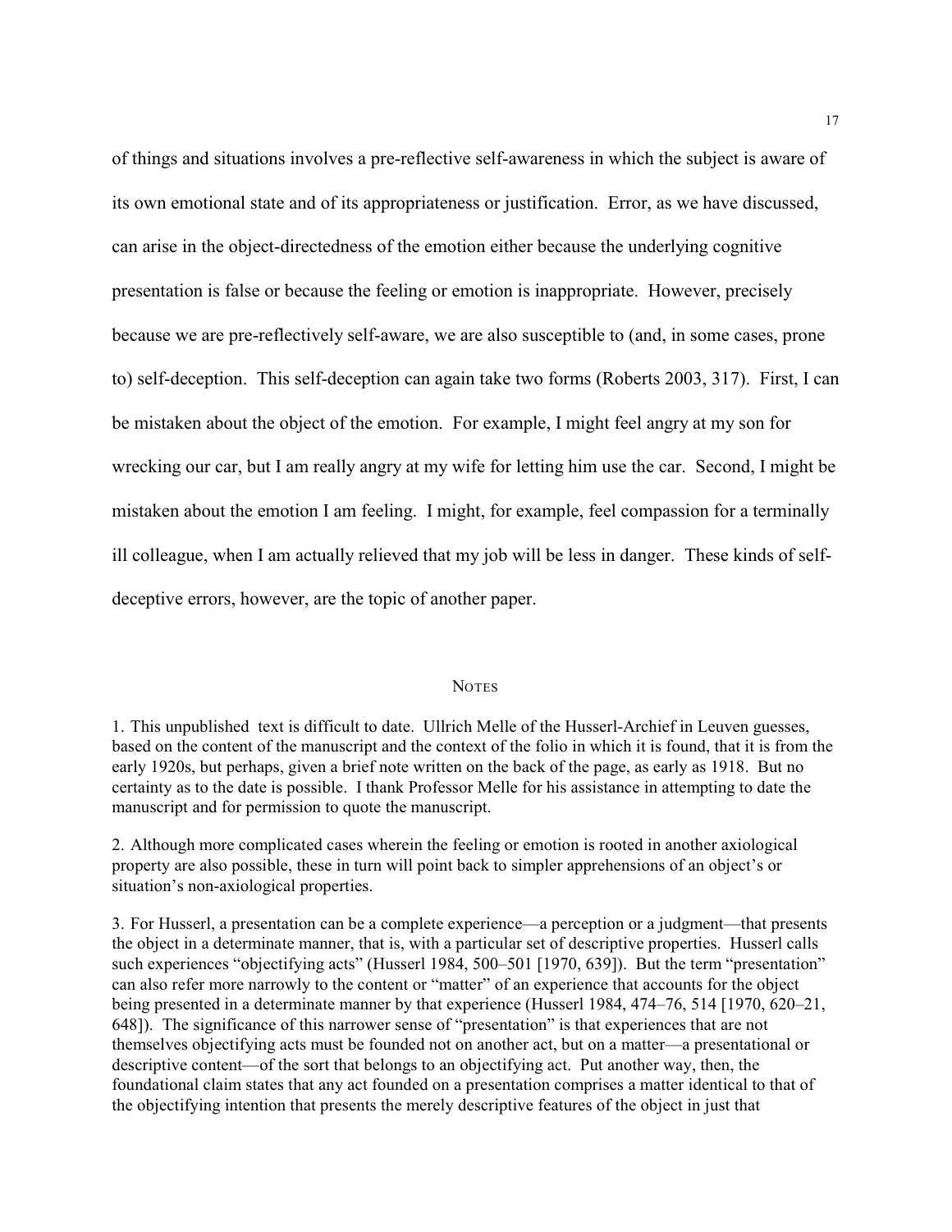of things and situations involves a pre-reflective self-awareness in which the subject is aware of its own emotional state and of its appropriateness or justification. Error, as we have discussed, can arise in the object-directedness of the emotion either because the underlying cognitive presentation is false or because the feeling or emotion is inappropriate. However, precisely because we are pre-reflectively self-aware, we are also susceptible to (and, in some cases, prone to) self-deception. This self-deception can again take two forms (Roberts 2003, 317). First, I can be mistaken about the object of the emotion. For example, I might feel angry at my son for wrecking our car, but I am really angry at my wife for letting him use the car. Second, I might be mistaken about the emotion I am feeling. I might, for example, feel compassion for a terminally ill colleague, when I am actually relieved that my job will be less in danger. These kinds of self-deceptive errors, however, are the topic of another paper.

## Notes

1. This unpublished text is difficult to date. Ullrich Melle of the Husserl-Archief in Leuven guesses, based on the content of the manuscript and the context of the folio in which it is found, that it is from the early 1920s, but perhaps, given a brief note written on the back of the page, as early as 1918. But no certainty as to the date is possible. I thank Professor Melle for his assistance in attempting to date the manuscript and for permission to quote the manuscript.

2. Although more complicated cases wherein the feeling or emotion is rooted in another axiological property are also possible, these in turn will point back to simpler apprehensions of an object's or situation's non-axiological properties.

3. For Husserl, a presentation can be a complete experience—a perception or a judgment—that presents the object in a determinate manner, that is, with a particular set of descriptive properties. Husserl calls such experiences "objectifying acts" (Husserl 1984, 500–501 [1970, 639]). But the term "presentation" can also refer more narrowly to the content or "matter" of an experience that accounts for the object being presented in a determinate manner by that experience (Husserl 1984, 474–76, 514 [1970, 620–21, 648]). The significance of this narrower sense of "presentation" is that experiences that are not themselves objectifying acts must be founded not on another act, but on a matter—a presentational or descriptive content—of the sort that belongs to an objectifying act. Put another way, then, the foundational claim states that any act founded on a presentation comprises a matter identical to that of the objectifying intention that presents the merely descriptive features of the object in just that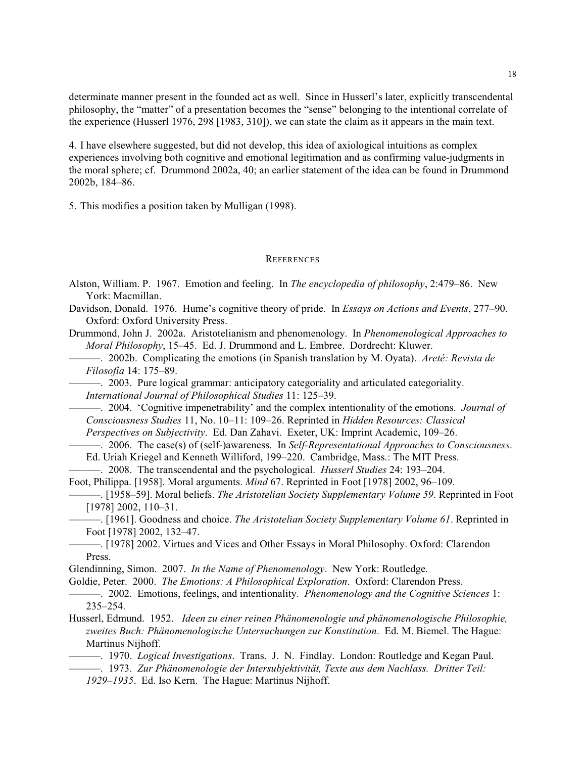determinate manner present in the founded act as well. Since in Husserl's later, explicitly transcendental philosophy, the "matter" of a presentation becomes the "sense" belonging to the intentional correlate of the experience (Husserl 1976, 298 [1983, 310]), we can state the claim as it appears in the main text.

4. I have elsewhere suggested, but did not develop, this idea of axiological intuitions as complex experiences involving both cognitive and emotional legitimation and as confirming value-judgments in the moral sphere; cf. Drummond 2002a, 40; an earlier statement of the idea can be found in Drummond 2002b, 184–86.

5. This modifies a position taken by Mulligan (1998).

## References

Alston, William. P. 1967. Emotion and feeling. In *The encyclopedia of philosophy*, 2:479–86. New York: Macmillan.

Davidson, Donald. 1976. Hume's cognitive theory of pride. In *Essays on Actions and Events*, 277–90. Oxford: Oxford University Press.

Drummond, John J. 2002a. Aristotelianism and phenomenology. In *Phenomenological Approaches to Moral Philosophy*, 15–45. Ed. J. Drummond and L. Embree. Dordrecht: Kluwer.

———. 2002b. Complicating the emotions (in Spanish translation by M. Oyata). *Areté: Revista de Filosofía* 14: 175–89.

———. 2003. Pure logical grammar: anticipatory categoriality and articulated categoriality. *International Journal of Philosophical Studies* 11: 125–39.

———. 2004. 'Cognitive impenetrability' and the complex intentionality of the emotions. *Journal of Consciousness Studies* 11, No. 10–11: 109–26. Reprinted in *Hidden Resources: Classical Perspectives on Subjectivity*. Ed. Dan Zahavi. Exeter, UK: Imprint Academic, 109–26.

———. 2006. The case(s) of (self-)awareness. In *Self-Representational Approaches to Consciousness*. Ed. Uriah Kriegel and Kenneth Williford, 199–220. Cambridge, Mass.: The MIT Press.

———. 2008. The transcendental and the psychological. *Husserl Studies* 24: 193–204.

Foot, Philippa. [1958]. Moral arguments. *Mind* 67. Reprinted in Foot [1978] 2002, 96–109.

———. [1958–59]. Moral beliefs. *The Aristotelian Society Supplementary Volume 59.* Reprinted in Foot [1978] 2002, 110–31.

———. [1961]. Goodness and choice. *The Aristotelian Society Supplementary Volume 61*. Reprinted in Foot [1978] 2002, 132–47.

———. [1978] 2002. Virtues and Vices and Other Essays in Moral Philosophy. Oxford: Clarendon Press.

Glendinning, Simon. 2007. *In the Name of Phenomenology*. New York: Routledge.

Goldie, Peter. 2000. *The Emotions: A Philosophical Exploration*. Oxford: Clarendon Press.

———. 2002. Emotions, feelings, and intentionality. *Phenomenology and the Cognitive Sciences* 1: 235–254.

Husserl, Edmund. 1952. *Ideen zu einer reinen Phänomenologie und phänomenologische Philosophie, zweites Buch: Phänomenologische Untersuchungen zur Konstitution*. Ed. M. Biemel. The Hague: Martinus Nijhoff.

———. 1970. *Logical Investigations*. Trans. J. N. Findlay. London: Routledge and Kegan Paul.

———. 1973. *Zur Phänomenologie der Intersubjektivität, Texte aus dem Nachlass. Dritter Teil: 1929–1935*. Ed. Iso Kern. The Hague: Martinus Nijhoff.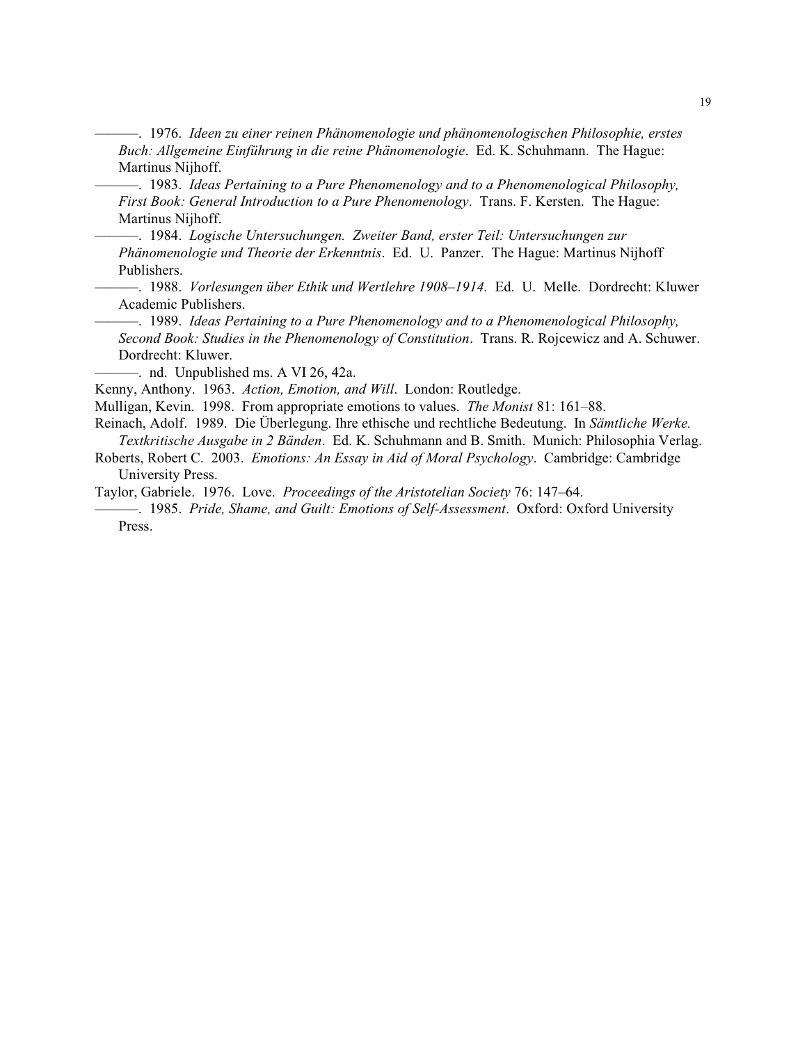———. 1976. *Ideen zu einer reinen Phänomenologie und phänomenologischen Philosophie, erstes Buch: Allgemeine Einführung in die reine Phänomenologie*. Ed. K. Schuhmann. The Hague: Martinus Nijhoff.

———. 1983. *Ideas Pertaining to a Pure Phenomenology and to a Phenomenological Philosophy, First Book: General Introduction to a Pure Phenomenology*. Trans. F. Kersten. The Hague: Martinus Nijhoff.

———. 1984. *Logische Untersuchungen. Zweiter Band, erster Teil: Untersuchungen zur Phänomenologie und Theorie der Erkenntnis*. Ed. U. Panzer. The Hague: Martinus Nijhoff Publishers.

———. 1988. *Vorlesungen über Ethik und Wertlehre 1908–1914.* Ed. U. Melle. Dordrecht: Kluwer Academic Publishers.

———. 1989. *Ideas Pertaining to a Pure Phenomenology and to a Phenomenological Philosophy, Second Book: Studies in the Phenomenology of Constitution*. Trans. R. Rojcewicz and A. Schuwer. Dordrecht: Kluwer.

———. nd. Unpublished ms. A VI 26, 42a.

Kenny, Anthony. 1963. *Action, Emotion, and Will*. London: Routledge.

Mulligan, Kevin. 1998. From appropriate emotions to values. *The Monist* 81: 161–88.

Reinach, Adolf. 1989. Die Überlegung. Ihre ethische und rechtliche Bedeutung. In *Sämtliche Werke. Textkritische Ausgabe in 2 Bänden*. Ed. K. Schuhmann and B. Smith. Munich: Philosophia Verlag.

Roberts, Robert C. 2003. *Emotions: An Essay in Aid of Moral Psychology*. Cambridge: Cambridge University Press.

Taylor, Gabriele. 1976. Love. *Proceedings of the Aristotelian Society* 76: 147–64.

———. 1985. *Pride, Shame, and Guilt: Emotions of Self-Assessment*. Oxford: Oxford University Press.